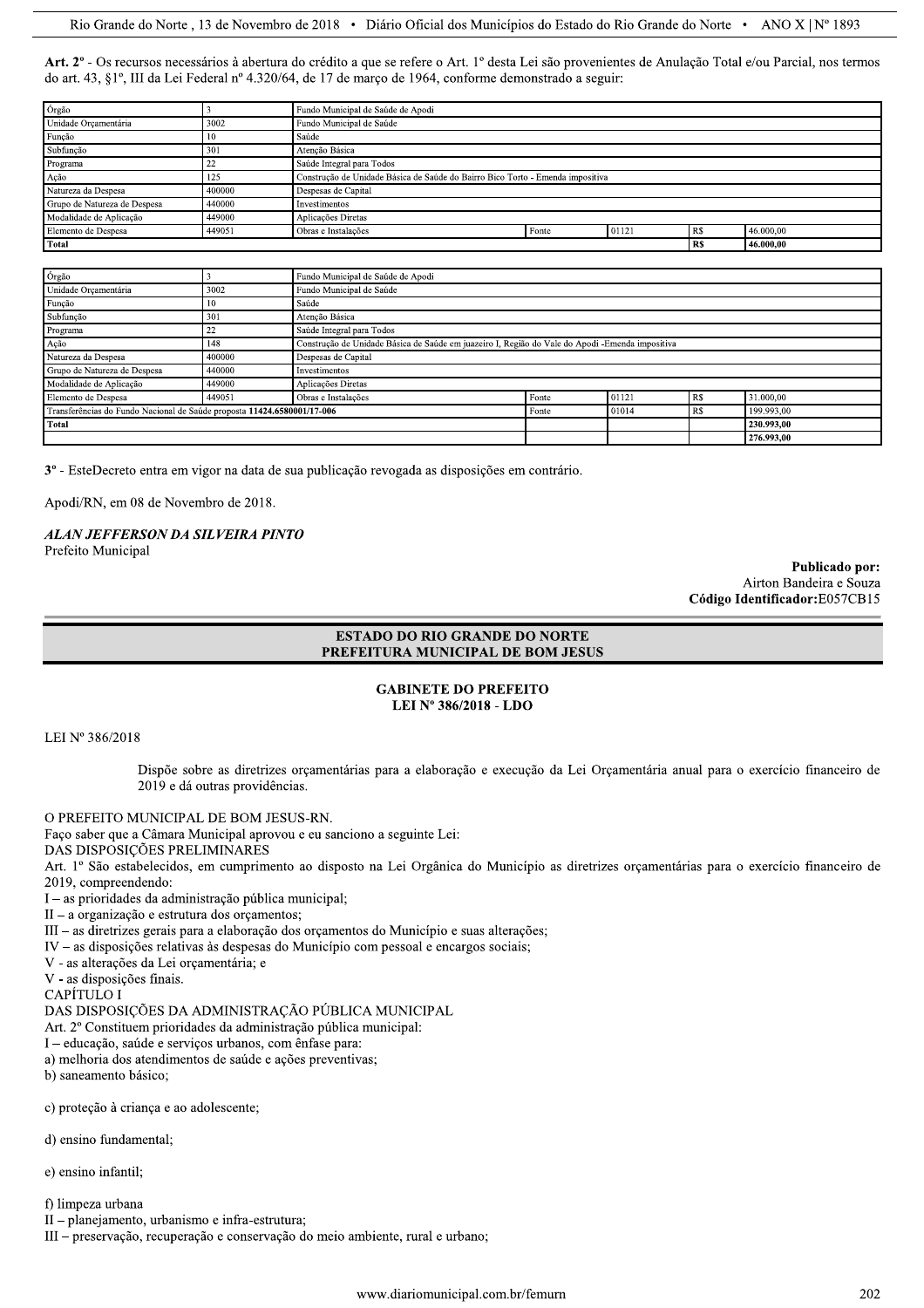**Art. 2º** - Os recursos necessários à abertura do crédito a que se refere o Art. 1º desta Lei são provenientes de Anulação Total e/ou Parcial, nos termos do art. 43, §1º, III da Lei Federal nº 4.320/64, de 17 de março de 1964, conforme demonstrado a seguir:

| Órgão | 3 | Fundo Municipal de Saúde de Apodi | | | | |
|---|---|---|---|---|---|---|
| Unidade Orçamentária | 3002 | Fundo Municipal de Saúde | | | | |
| Função | 10 | Saúde | | | | |
| Subfunção | 301 | Atenção Básica | | | | |
| Programa | 22 | Saúde Integral para Todos | | | | |
| Ação | 125 | Construção de Unidade Básica de Saúde do Bairro Bico Torto - Emenda impositiva | | | | |
| Natureza da Despesa | 400000 | Despesas de Capital | | | | |
| Grupo de Natureza de Despesa | 440000 | Investimentos | | | | |
| Modalidade de Aplicação | 449000 | Aplicações Diretas | | | | |
| Elemento de Despesa | 449051 | Obras e Instalações | Fonte | 01121 | R$ | 46.000,00 |
| **Total** | | | | | **R$** | **46.000,00** |

| Órgão | 3 | Fundo Municipal de Saúde de Apodi | | | | |
|---|---|---|---|---|---|---|
| Unidade Orçamentária | 3002 | Fundo Municipal de Saúde | | | | |
| Função | 10 | Saúde | | | | |
| Subfunção | 301 | Atenção Básica | | | | |
| Programa | 22 | Saúde Integral para Todos | | | | |
| Ação | 148 | Construção de Unidade Básica de Saúde em juazeiro I, Região do Vale do Apodi -Emenda impositiva | | | | |
| Natureza da Despesa | 400000 | Despesas de Capital | | | | |
| Grupo de Natureza de Despesa | 440000 | Investimentos | | | | |
| Modalidade de Aplicação | 449000 | Aplicações Diretas | | | | |
| Elemento de Despesa | 449051 | Obras e Instalações | Fonte | 01121 | R$ | 31.000,00 |
| Transferências do Fundo Nacional de Saúde proposta 11424.6580001/17-006 | | | Fonte | 01014 | R$ | 199.993,00 |
| **Total** | | | | | | **230.993,00** |
| | | | | | | **276.993,00** |

**3º** - EsteDecreto entra em vigor na data de sua publicação revogada as disposições em contrário.

Apodi/RN, em 08 de Novembro de 2018.

***ALAN JEFFERSON DA SILVEIRA PINTO***
Prefeito Municipal

**Publicado por:**
Airton Bandeira e Souza
**Código Identificador:**E057CB15

## ESTADO DO RIO GRANDE DO NORTE
## PREFEITURA MUNICIPAL DE BOM JESUS

### GABINETE DO PREFEITO
### LEI Nº 386/2018 - LDO

LEI Nº 386/2018

Dispõe sobre as diretrizes orçamentárias para a elaboração e execução da Lei Orçamentária anual para o exercício financeiro de 2019 e dá outras providências.

O PREFEITO MUNICIPAL DE BOM JESUS-RN.
Faço saber que a Câmara Municipal aprovou e eu sanciono a seguinte Lei:
DAS DISPOSIÇÕES PRELIMINARES
Art. 1º São estabelecidos, em cumprimento ao disposto na Lei Orgânica do Município as diretrizes orçamentárias para o exercício financeiro de 2019, compreendendo:
I – as prioridades da administração pública municipal;
II – a organização e estrutura dos orçamentos;
III – as diretrizes gerais para a elaboração dos orçamentos do Município e suas alterações;
IV – as disposições relativas às despesas do Município com pessoal e encargos sociais;
V - as alterações da Lei orçamentária; e
V - as disposições finais.
CAPÍTULO I
DAS DISPOSIÇÕES DA ADMINISTRAÇÃO PÚBLICA MUNICIPAL
Art. 2º Constituem prioridades da administração pública municipal:
I – educação, saúde e serviços urbanos, com ênfase para:
a) melhoria dos atendimentos de saúde e ações preventivas;
b) saneamento básico;

c) proteção à criança e ao adolescente;

d) ensino fundamental;

e) ensino infantil;

f) limpeza urbana
II – planejamento, urbanismo e infra-estrutura;
III – preservação, recuperação e conservação do meio ambiente, rural e urbano;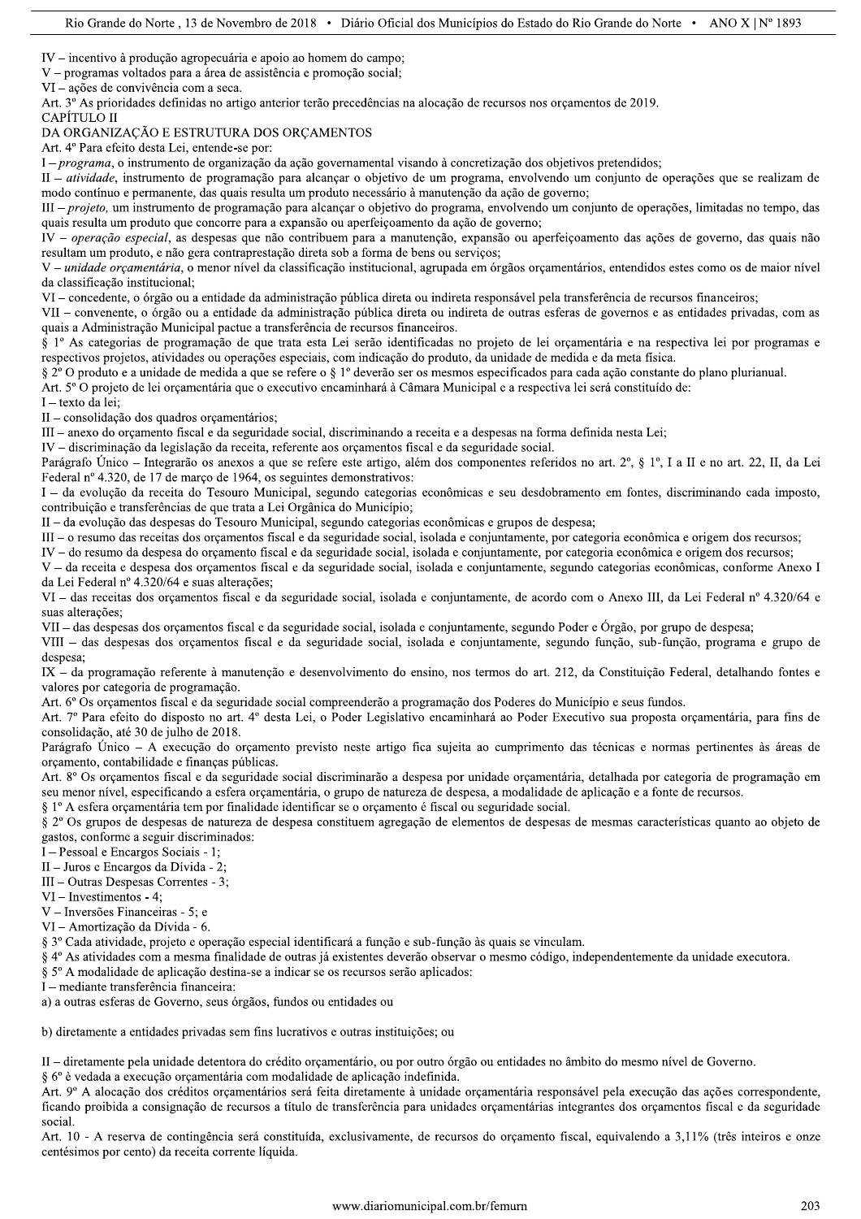IV – incentivo à produção agropecuária e apoio ao homem do campo;
V – programas voltados para a área de assistência e promoção social;
VI – ações de convivência com a seca.
Art. 3º As prioridades definidas no artigo anterior terão precedências na alocação de recursos nos orçamentos de 2019.

CAPÍTULO II
DA ORGANIZAÇÃO E ESTRUTURA DOS ORÇAMENTOS

Art. 4º Para efeito desta Lei, entende-se por:
I – *programa*, o instrumento de organização da ação governamental visando à concretização dos objetivos pretendidos;
II – *atividade*, instrumento de programação para alcançar o objetivo de um programa, envolvendo um conjunto de operações que se realizam de modo contínuo e permanente, das quais resulta um produto necessário à manutenção da ação de governo;
III – *projeto,* um instrumento de programação para alcançar o objetivo do programa, envolvendo um conjunto de operações, limitadas no tempo, das quais resulta um produto que concorre para a expansão ou aperfeiçoamento da ação de governo;
IV – *operação especial*, as despesas que não contribuem para a manutenção, expansão ou aperfeiçoamento das ações de governo, das quais não resultam um produto, e não gera contraprestação direta sob a forma de bens ou serviços;
V – *unidade orçamentária*, o menor nível da classificação institucional, agrupada em órgãos orçamentários, entendidos estes como os de maior nível da classificação institucional;
VI – concedente, o órgão ou a entidade da administração pública direta ou indireta responsável pela transferência de recursos financeiros;
VII – convenente, o órgão ou a entidade da administração pública direta ou indireta de outras esferas de governos e as entidades privadas, com as quais a Administração Municipal pactue a transferência de recursos financeiros.
§ 1º As categorias de programação de que trata esta Lei serão identificadas no projeto de lei orçamentária e na respectiva lei por programas e respectivos projetos, atividades ou operações especiais, com indicação do produto, da unidade de medida e da meta física.
§ 2º O produto e a unidade de medida a que se refere o § 1º deverão ser os mesmos especificados para cada ação constante do plano plurianual.
Art. 5º O projeto de lei orçamentária que o executivo encaminhará à Câmara Municipal e a respectiva lei será constituído de:
I – texto da lei;
II – consolidação dos quadros orçamentários;
III – anexo do orçamento fiscal e da seguridade social, discriminando a receita e a despesas na forma definida nesta Lei;
IV – discriminação da legislação da receita, referente aos orçamentos fiscal e da seguridade social.
Parágrafo Único – Integrarão os anexos a que se refere este artigo, além dos componentes referidos no art. 2º, § 1º, I a II e no art. 22, II, da Lei Federal nº 4.320, de 17 de março de 1964, os seguintes demonstrativos:
I – da evolução da receita do Tesouro Municipal, segundo categorias econômicas e seu desdobramento em fontes, discriminando cada imposto, contribuição e transferências de que trata a Lei Orgânica do Município;
II – da evolução das despesas do Tesouro Municipal, segundo categorias econômicas e grupos de despesa;
III – o resumo das receitas dos orçamentos fiscal e da seguridade social, isolada e conjuntamente, por categoria econômica e origem dos recursos;
IV – do resumo da despesa do orçamento fiscal e da seguridade social, isolada e conjuntamente, por categoria econômica e origem dos recursos;
V – da receita e despesa dos orçamentos fiscal e da seguridade social, isolada e conjuntamente, segundo categorias econômicas, conforme Anexo I da Lei Federal nº 4.320/64 e suas alterações;
VI – das receitas dos orçamentos fiscal e da seguridade social, isolada e conjuntamente, de acordo com o Anexo III, da Lei Federal nº 4.320/64 e suas alterações;
VII – das despesas dos orçamentos fiscal e da seguridade social, isolada e conjuntamente, segundo Poder e Órgão, por grupo de despesa;
VIII – das despesas dos orçamentos fiscal e da seguridade social, isolada e conjuntamente, segundo função, sub-função, programa e grupo de despesa;
IX – da programação referente à manutenção e desenvolvimento do ensino, nos termos do art. 212, da Constituição Federal, detalhando fontes e valores por categoria de programação.
Art. 6º Os orçamentos fiscal e da seguridade social compreenderão a programação dos Poderes do Município e seus fundos.
Art. 7º Para efeito do disposto no art. 4º desta Lei, o Poder Legislativo encaminhará ao Poder Executivo sua proposta orçamentária, para fins de consolidação, até 30 de julho de 2018.
Parágrafo Único – A execução do orçamento previsto neste artigo fica sujeita ao cumprimento das técnicas e normas pertinentes às áreas de orçamento, contabilidade e finanças públicas.
Art. 8º Os orçamentos fiscal e da seguridade social discriminarão a despesa por unidade orçamentária, detalhada por categoria de programação em seu menor nível, especificando a esfera orçamentária, o grupo de natureza de despesa, a modalidade de aplicação e a fonte de recursos.
§ 1º A esfera orçamentária tem por finalidade identificar se o orçamento é fiscal ou seguridade social.
§ 2º Os grupos de despesas de natureza de despesa constituem agregação de elementos de despesas de mesmas características quanto ao objeto de gastos, conforme a seguir discriminados:
I – Pessoal e Encargos Sociais - 1;
II – Juros e Encargos da Dívida - 2;
III – Outras Despesas Correntes - 3;
VI – Investimentos - 4;
V – Inversões Financeiras - 5; e
VI – Amortização da Dívida - 6.
§ 3º Cada atividade, projeto e operação especial identificará a função e sub-função às quais se vinculam.
§ 4º As atividades com a mesma finalidade de outras já existentes deverão observar o mesmo código, independentemente da unidade executora.
§ 5º A modalidade de aplicação destina-se a indicar se os recursos serão aplicados:
I – mediante transferência financeira:
a) a outras esferas de Governo, seus órgãos, fundos ou entidades ou

b) diretamente a entidades privadas sem fins lucrativos e outras instituições; ou

II – diretamente pela unidade detentora do crédito orçamentário, ou por outro órgão ou entidades no âmbito do mesmo nível de Governo.
§ 6º è vedada a execução orçamentária com modalidade de aplicação indefinida.
Art. 9º A alocação dos créditos orçamentários será feita diretamente à unidade orçamentária responsável pela execução das ações correspondente, ficando proibida a consignação de recursos a título de transferência para unidades orçamentárias integrantes dos orçamentos fiscal e da seguridade social.
Art. 10 - A reserva de contingência será constituída, exclusivamente, de recursos do orçamento fiscal, equivalendo a 3,11% (três inteiros e onze centésimos por cento) da receita corrente líquida.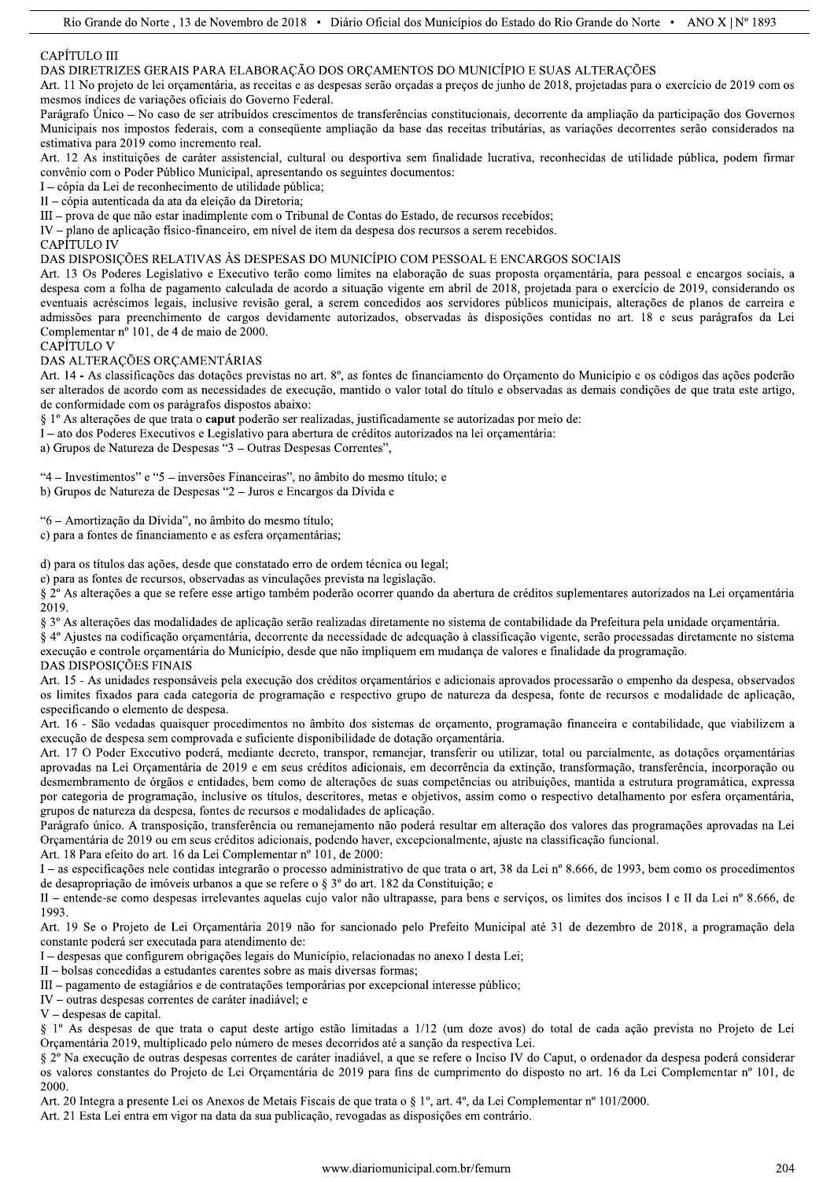CAPÍTULO III

DAS DIRETRIZES GERAIS PARA ELABORAÇÃO DOS ORÇAMENTOS DO MUNICÍPIO E SUAS ALTERAÇÕES

Art. 11 No projeto de lei orçamentária, as receitas e as despesas serão orçadas a preços de junho de 2018, projetadas para o exercício de 2019 com os mesmos índices de variações oficiais do Governo Federal.

Parágrafo Único – No caso de ser atribuídos crescimentos de transferências constitucionais, decorrente da ampliação da participação dos Governos Municipais nos impostos federais, com a conseqüente ampliação da base das receitas tributárias, as variações decorrentes serão considerados na estimativa para 2019 como incremento real.

Art. 12 As instituições de caráter assistencial, cultural ou desportiva sem finalidade lucrativa, reconhecidas de utilidade pública, podem firmar convênio com o Poder Público Municipal, apresentando os seguintes documentos:

I – cópia da Lei de reconhecimento de utilidade pública;

II – cópia autenticada da ata da eleição da Diretoria;

III – prova de que não estar inadimplente com o Tribunal de Contas do Estado, de recursos recebidos;

IV – plano de aplicação físico-financeiro, em nível de item da despesa dos recursos a serem recebidos.

CAPÍTULO IV

DAS DISPOSIÇÕES RELATIVAS ÀS DESPESAS DO MUNICÍPIO COM PESSOAL E ENCARGOS SOCIAIS

Art. 13 Os Poderes Legislativo e Executivo terão como limites na elaboração de suas proposta orçamentária, para pessoal e encargos sociais, a despesa com a folha de pagamento calculada de acordo a situação vigente em abril de 2018, projetada para o exercício de 2019, considerando os eventuais acréscimos legais, inclusive revisão geral, a serem concedidos aos servidores públicos municipais, alterações de planos de carreira e admissões para preenchimento de cargos devidamente autorizados, observadas às disposições contidas no art. 18 e seus parágrafos da Lei Complementar nº 101, de 4 de maio de 2000.

CAPÍTULO V

DAS ALTERAÇÕES ORÇAMENTÁRIAS

Art. 14 - As classificações das dotações previstas no art. 8º, as fontes de financiamento do Orçamento do Município e os códigos das ações poderão ser alterados de acordo com as necessidades de execução, mantido o valor total do título e observadas as demais condições de que trata este artigo, de conformidade com os parágrafos dispostos abaixo:

§ 1º As alterações de que trata o **caput** poderão ser realizadas, justificadamente se autorizadas por meio de:

I – ato dos Poderes Executivos e Legislativo para abertura de créditos autorizados na lei orçamentária:

a) Grupos de Natureza de Despesas "3 – Outras Despesas Correntes",

"4 – Investimentos" e "5 – inversões Financeiras", no âmbito do mesmo título; e

b) Grupos de Natureza de Despesas "2 – Juros e Encargos da Dívida e

"6 – Amortização da Dívida", no âmbito do mesmo título;

c) para a fontes de financiamento e as esfera orçamentárias;

d) para os títulos das ações, desde que constatado erro de ordem técnica ou legal;

e) para as fontes de recursos, observadas as vinculações prevista na legislação.

§ 2º As alterações a que se refere esse artigo também poderão ocorrer quando da abertura de créditos suplementares autorizados na Lei orçamentária 2019.

§ 3º As alterações das modalidades de aplicação serão realizadas diretamente no sistema de contabilidade da Prefeitura pela unidade orçamentária.

§ 4º Ajustes na codificação orçamentária, decorrente da necessidade de adequação à classificação vigente, serão processadas diretamente no sistema execução e controle orçamentária do Município, desde que não impliquem em mudança de valores e finalidade da programação.

DAS DISPOSIÇÕES FINAIS

Art. 15 - As unidades responsáveis pela execução dos créditos orçamentários e adicionais aprovados processarão o empenho da despesa, observados os limites fixados para cada categoria de programação e respectivo grupo de natureza da despesa, fonte de recursos e modalidade de aplicação, especificando o elemento de despesa.

Art. 16 - São vedadas quaisquer procedimentos no âmbito dos sistemas de orçamento, programação financeira e contabilidade, que viabilizem a execução de despesa sem comprovada e suficiente disponibilidade de dotação orçamentária.

Art. 17 O Poder Executivo poderá, mediante decreto, transpor, remanejar, transferir ou utilizar, total ou parcialmente, as dotações orçamentárias aprovadas na Lei Orçamentária de 2019 e em seus créditos adicionais, em decorrência da extinção, transformação, transferência, incorporação ou desmembramento de órgãos e entidades, bem como de alterações de suas competências ou atribuições, mantida a estrutura programática, expressa por categoria de programação, inclusive os títulos, descritores, metas e objetivos, assim como o respectivo detalhamento por esfera orçamentária, grupos de natureza da despesa, fontes de recursos e modalidades de aplicação.

Parágrafo único. A transposição, transferência ou remanejamento não poderá resultar em alteração dos valores das programações aprovadas na Lei Orçamentária de 2019 ou em seus créditos adicionais, podendo haver, excepcionalmente, ajuste na classificação funcional.

Art. 18 Para efeito do art. 16 da Lei Complementar nº 101, de 2000:

I – as especificações nele contidas integrarão o processo administrativo de que trata o art, 38 da Lei nº 8.666, de 1993, bem como os procedimentos de desapropriação de imóveis urbanos a que se refere o § 3º do art. 182 da Constituição; e

II – entende-se como despesas irrelevantes aquelas cujo valor não ultrapasse, para bens e serviços, os limites dos incisos I e II da Lei nº 8.666, de 1993.

Art. 19 Se o Projeto de Lei Orçamentária 2019 não for sancionado pelo Prefeito Municipal até 31 de dezembro de 2018, a programação dela constante poderá ser executada para atendimento de:

I – despesas que configurem obrigações legais do Município, relacionadas no anexo I desta Lei;

II – bolsas concedidas a estudantes carentes sobre as mais diversas formas;

III – pagamento de estagiários e de contratações temporárias por excepcional interesse público;

IV – outras despesas correntes de caráter inadiável; e

V – despesas de capital.

§ 1º As despesas de que trata o caput deste artigo estão limitadas a 1/12 (um doze avos) do total de cada ação prevista no Projeto de Lei Orçamentária 2019, multiplicado pelo número de meses decorridos até a sanção da respectiva Lei.

§ 2º Na execução de outras despesas correntes de caráter inadiável, a que se refere o Inciso IV do Caput, o ordenador da despesa poderá considerar os valores constantes do Projeto de Lei Orçamentária de 2019 para fins de cumprimento do disposto no art. 16 da Lei Complementar nº 101, de 2000.

Art. 20 Integra a presente Lei os Anexos de Metais Fiscais de que trata o § 1º, art. 4º, da Lei Complementar nº 101/2000.

Art. 21 Esta Lei entra em vigor na data da sua publicação, revogadas as disposições em contrário.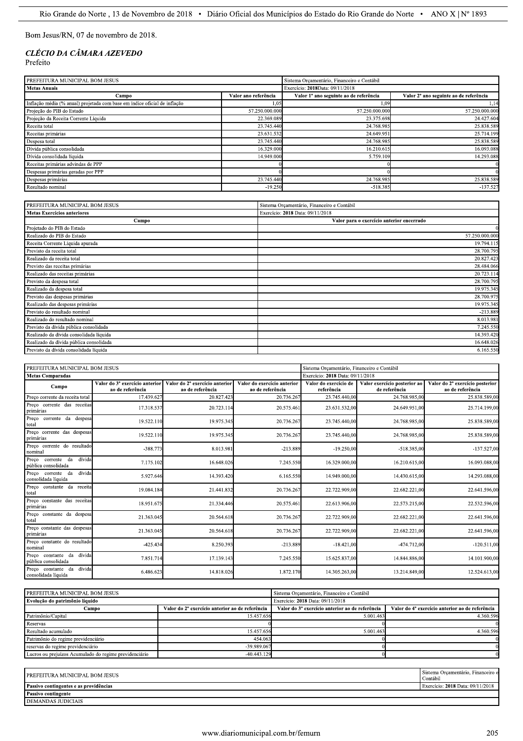Bom Jesus/RN, 07 de novembro de 2018.

***CLÉCIO DA CÂMARA AZEVEDO***
Prefeito

| PREFEITURA MUNICIPAL BOM JESUS | | Sistema Orçamentário, Financeiro e Contábil | |
|---|---|---|---|
| **Metas Anuais** | | Exercício: **2018**Data: 09/11/2018 | |
| **Campo** | **Valor ano referência** | **Valor 1º ano seguinte ao de referência** | **Valor 2º ano seguinte ao de referência** |
| Inflação média (% anual) projetada com base em índice oficial de inflação | 1,05 | 1,09 | 1,14 |
| Projeção do PIB do Estado | 57.250.000.000 | 57.250.000.000 | 57.250.000.000 |
| Projeção da Receita Corrente Líquida | 22.369.089 | 23.375.698 | 24.427.604 |
| Receita total | 23.745.440 | 24.768.985 | 25.838.589 |
| Receitas primárias | 23.631.532 | 24.649.951 | 25.714.199 |
| Despesa total | 23.745.440 | 24.768.985 | 25.838.589 |
| Dívida pública consolidada | 16.329.000 | 16.210.615 | 16.093.088 |
| Dívida consolidada líquida | 14.949.000 | 5.759.109 | 14.293.088 |
| Receitas primárias advindas de PPP | 0 | 0 | 0 |
| Despesas primárias geradas por PPP | 0 | 0 | 0 |
| Despesas primárias | 23.745.440 | 24.768.985 | 25.838.589 |
| Resultado nominal | -19.250 | -518.385 | -137.527 |

| PREFEITURA MUNICIPAL BOM JESUS | Sistema Orçamentário, Financeiro e Contábil |
|---|---|
| **Metas Exercícios anteriores** | Exercício: **2018** Data: 09/11/2018 |
| **Campo** | **Valor para o exercício anterior encerrado** |
| Projetado do PIB do Estado | 0 |
| Realizado do PIB do Estado | 57.250.000.000 |
| Receita Corrente Líquida apurada | 19.794.115 |
| Previsto da receita total | 28.700.795 |
| Realizado da receita total | 20.827.423 |
| Previsto das receitas primárias | 28.484.066 |
| Realizado das receitas primárias | 20.723.114 |
| Previsto da despesa total | 28.700.795 |
| Realizado da despesa total | 19.975.345 |
| Previsto das despesas primárias | 28.700.975 |
| Realizado das despesas primárias | 19.975.345 |
| Previsto do resultado nominal | -213.889 |
| Realizado do resultado nominal | 8.013.981 |
| Previsto da dívida pública consolidada | 7.245.550 |
| Realizado da dívida consolidada líquida | 14.393.420 |
| Realizado da dívida pública consolidada | 16.648.026 |
| Previsto da dívida consolidada líquida | 6.165.550 |

| PREFEITURA MUNICIPAL BOM JESUS | | | | Sistema Orçamentário, Financeiro e Contábil | | |
|---|---|---|---|---|---|---|
| **Metas Comparadas** | | | | Exercício: **2018** Data: 09/11/2018 | | |
| **Campo** | **Valor do 3º exercício anterior ao de referência** | **Valor do 2º exercício anterior ao de referência** | **Valor do exercício anterior ao de referência** | **Valor do exercício de referência** | **Valor exercício posterior ao de referência** | **Valor do 2º exercício posterior ao de referência** |
| Preço corrente da receita total | 17.439.627 | 20.827.423 | 20.736.267 | 23.745.440,00 | 24.768.985,00 | 25.838.589,00 |
| Preço corrente das receitas primárias | 17.318.537 | 20.723.114 | 20.575.461 | 23.631.532,00 | 24.649.951,00 | 25.714.199,00 |
| Preço corrente da despesa total | 19.522.110 | 19.975.345 | 20.736.267 | 23.745.440,00 | 24.768.985,00 | 25.838.589,00 |
| Preço corrente das despesas primárias | 19.522.110 | 19.975.345 | 20.736.267 | 23.745.440,00 | 24.768.985,00 | 25.838.589,00 |
| Preço corrente do resultado nominal | -388.773 | 8.013.981 | -213.889 | -19.250,00 | -518.385,00 | -137.527,00 |
| Preço corrente da dívida pública consolidada | 7.175.102 | 16.648.026 | 7.245.550 | 16.329.000,00 | 16.210.615,00 | 16.093.088,00 |
| Preço corrente da dívida consolidada líquida | 5.927.646 | 14.393.420 | 6.165.550 | 14.949.000,00 | 14.430.615,00 | 14.293.088,00 |
| Preço constante da receita total | 19.084.184 | 21.441.832 | 20.736.267 | 22.722.909,00 | 22.682.221,00 | 22.641.596,00 |
| Preço constante das receitas primárias | 18.951.675 | 21.334.446 | 20.575.461 | 22.613.906,00 | 22.573.215,00 | 22.532.596,00 |
| Preço constante da despesa total | 21.363.045 | 20.564.618 | 20.736.267 | 22.722.909,00 | 22.682.221,00 | 22.641.596,00 |
| Preço constante das despesas primárias | 21.363.045 | 20.564.618 | 20.736.267 | 22.722.909,00 | 22.682.221,00 | 22.641.596,00 |
| Preço constante do resultado nominal | -425.434 | 8.250.393 | -213.889 | -18.421,00 | -474.712,00 | -120.511,00 |
| Preço constante da dívida pública consolidada | 7.851.714 | 17.139.143 | 7.245.550 | 15.625.837,00 | 14.844.886,00 | 14.101.900,00 |
| Preço constante da dívida consolidada líquida | 6.486.623 | 14.818.026 | 1.872.170 | 14.305.263,00 | 13.214.849,00 | 12.524.613,00 |

| PREFEITURA MUNICIPAL BOM JESUS | | Sistema Orçamentário, Financeiro e Contábil | |
|---|---|---|---|
| **Evolução do patrimônio líquido** | | Exercício: **2018** Data: 09/11/2018 | |
| **Campo** | **Valor do 2º exercício anterior ao de referência** | **Valor do 3º exercício anterior ao de referência** | **Valor do 4º exercício anterior ao de referência** |
| Patrimônio/Capital | 15.457.656 | 5.001.463 | 4.360.596 |
| Reservas | 0 | 0 | 0 |
| Resultado acumulado | 15.457.656 | 5.001.463 | 4.360.596 |
| Patrimônio do regime previdenciário | 454.063 | 0 | 0 |
| reservas do regime previdenciário | -39.989.067 | 0 | 0 |
| Lucros ou prejuízos Acumulado do regime previdenciário | -40.443.129 | 0 | 0 |

| PREFEITURA MUNICIPAL BOM JESUS | Sistema Orçamentário, Financeiro e Contábil |
|---|---|
| **Passivo contingentes e as providências** | Exercício: **2018** Data: 09/11/2018 |
| **Passivo contingente** | |
| DEMANDAS JUDICIAIS | |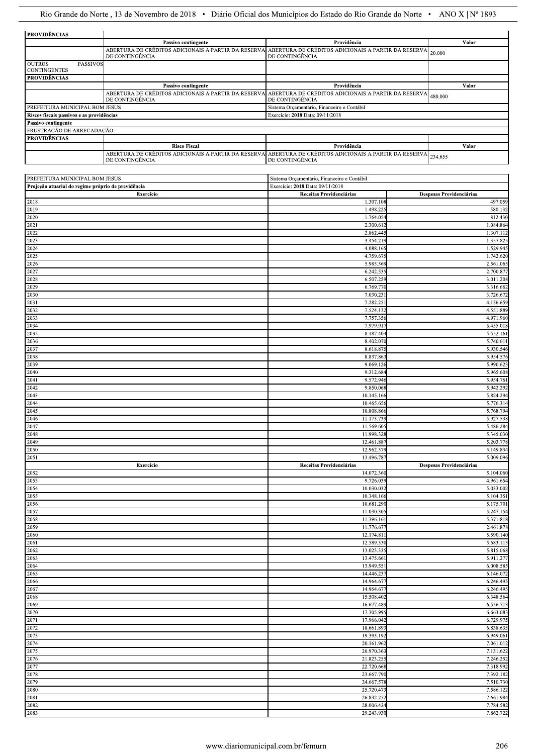| PROVIDÊNCIAS | | | |
|---|---|---|---|
| | Passivo contingente | Providência | Valor |
| | ABERTURA DE CRÉDITOS ADICIONAIS A PARTIR DA RESERVA DE CONTINGÊNCIA | ABERTURA DE CRÉDITOS ADICIONAIS A PARTIR DA RESERVA DE CONTINGÊNCIA | 20.000 |
| OUTROS PASSIVOS CONTINGENTES | | | |
| PROVIDÊNCIAS | | | |
| | Passivo contingente | Providência | Valor |
| | ABERTURA DE CRÉDITOS ADICIONAIS A PARTIR DA RESERVA DE CONTINGÊNCIA | ABERTURA DE CRÉDITOS ADICIONAIS A PARTIR DA RESERVA DE CONTINGÊNCIA | 480.000 |

| PREFEITURA MUNICIPAL BOM JESUS | | Sistema Orçamentário, Financeiro e Contábil | |
|---|---|---|---|
| **Riscos fiscais passivos e as providências** | | Exercício: **2018** Data: 09/11/2018 | |
| **Passivo contingente** | | | |
| FRUSTRAÇÃO DE ARRECADAÇÃO | | | |
| **PROVIDÊNCIAS** | | | |
| | Risco Fiscal | Providência | Valor |
| | ABERTURA DE CRÉDITOS ADICIONAIS A PARTIR DA RESERVA DE CONTINGÊNCIA | ABERTURA DE CRÉDITOS ADICIONAIS A PARTIR DA RESERVA DE CONTINGÊNCIA | 234.655 |

| PREFEITURA MUNICIPAL BOM JESUS | Sistema Orçamentário, Financeiro e Contábil | |
|---|---|---|
| **Projeção atuarial do regime próprio de previdência** | Exercício: **2018** Data: 09/11/2018 | |
| **Exercício** | **Receitas Previdenciárias** | **Despesas Previdenciárias** |
| 2018 | 1.307.108 | 497.059 |
| 2019 | 1.498.225 | 580.132 |
| 2020 | 1.764.054 | 812.430 |
| 2021 | 2.300.612 | 1.084.864 |
| 2022 | 2.862.445 | 1.307.112 |
| 2023 | 3.454.219 | 1.357.825 |
| 2024 | 4.088.165 | 1.529.945 |
| 2025 | 4.759.675 | 1.742.620 |
| 2026 | 5.985.369 | 2.561.065 |
| 2027 | 6.242.535 | 2.700.877 |
| 2028 | 6.507.259 | 3.011.208 |
| 2029 | 6.769.770 | 3.316.662 |
| 2030 | 7.030.231 | 3.726.672 |
| 2031 | 7.282.251 | 4.156.659 |
| 2032 | 7.524.132 | 4.551.889 |
| 2033 | 7.757.356 | 4.971.960 |
| 2034 | 7.979.917 | 5.455.018 |
| 2035 | 8.187.403 | 5.552.161 |
| 2036 | 8.402.070 | 5.740.611 |
| 2037 | 8.618.875 | 5.930.546 |
| 2038 | 8.837.863 | 5.954.576 |
| 2039 | 9.069.126 | 5.990.623 |
| 2040 | 9.312.684 | 5.965.608 |
| 2041 | 9.572.946 | 5.954.761 |
| 2042 | 9.850.068 | 5.942.292 |
| 2043 | 10.145.166 | 5.824.294 |
| 2044 | 10.465.656 | 5.776.314 |
| 2045 | 10.808.866 | 5.768.794 |
| 2046 | 11.173.739 | 5.927.538 |
| 2047 | 11.569.605 | 5.486.284 |
| 2048 | 11.998.328 | 5.345.030 |
| 2049 | 12.461.887 | 5.203.778 |
| 2050 | 12.962.379 | 5.149.834 |
| 2051 | 13.496.787 | 5.009.096 |
| **Exercício** | **Receitas Previdenciárias** | **Despesas Previdenciárias** |
| 2052 | 14.072.360 | 5.104.060 |
| 2053 | 9.726.039 | 4.961.654 |
| 2054 | 10.030.032 | 5.033.002 |
| 2055 | 10.348.166 | 5.104.351 |
| 2056 | 10.681.290 | 5.175.701 |
| 2057 | 11.030.305 | 5.247.154 |
| 2058 | 11.396.161 | 5.371.818 |
| 2059 | 11.776.677 | 2.461.878 |
| 2060 | 12.174.811 | 5.590.140 |
| 2061 | 12.589.330 | 5.683.113 |
| 2062 | 13.023.335 | 5.815.068 |
| 2063 | 13.475.661 | 5.911.277 |
| 2064 | 13.949.551 | 6.008.585 |
| 2065 | 14.446.237 | 6.146.072 |
| 2066 | 14.964.677 | 6.246.495 |
| 2067 | 14.964.677 | 6.246.495 |
| 2068 | 15.508.402 | 6.348.564 |
| 2069 | 16.677.489 | 6.556.713 |
| 2070 | 17.305.995 | 6.663.083 |
| 2071 | 17.966.042 | 6.729.975 |
| 2072 | 18.661.893 | 6.838.635 |
| 2073 | 19.393.192 | 6.949.061 |
| 2074 | 20.161.962 | 7.061.012 |
| 2075 | 20.970.363 | 7.131.622 |
| 2076 | 21.823.255 | 7.246.252 |
| 2077 | 22.720.668 | 7.318.992 |
| 2078 | 23.667.790 | 7.392.182 |
| 2079 | 24.667.578 | 7.510.730 |
| 2080 | 25.720.473 | 7.586.122 |
| 2081 | 26.832.252 | 7.661.984 |
| 2082 | 28.006.424 | 7.784.582 |
| 2083 | 29.243.930 | 7.862.722 |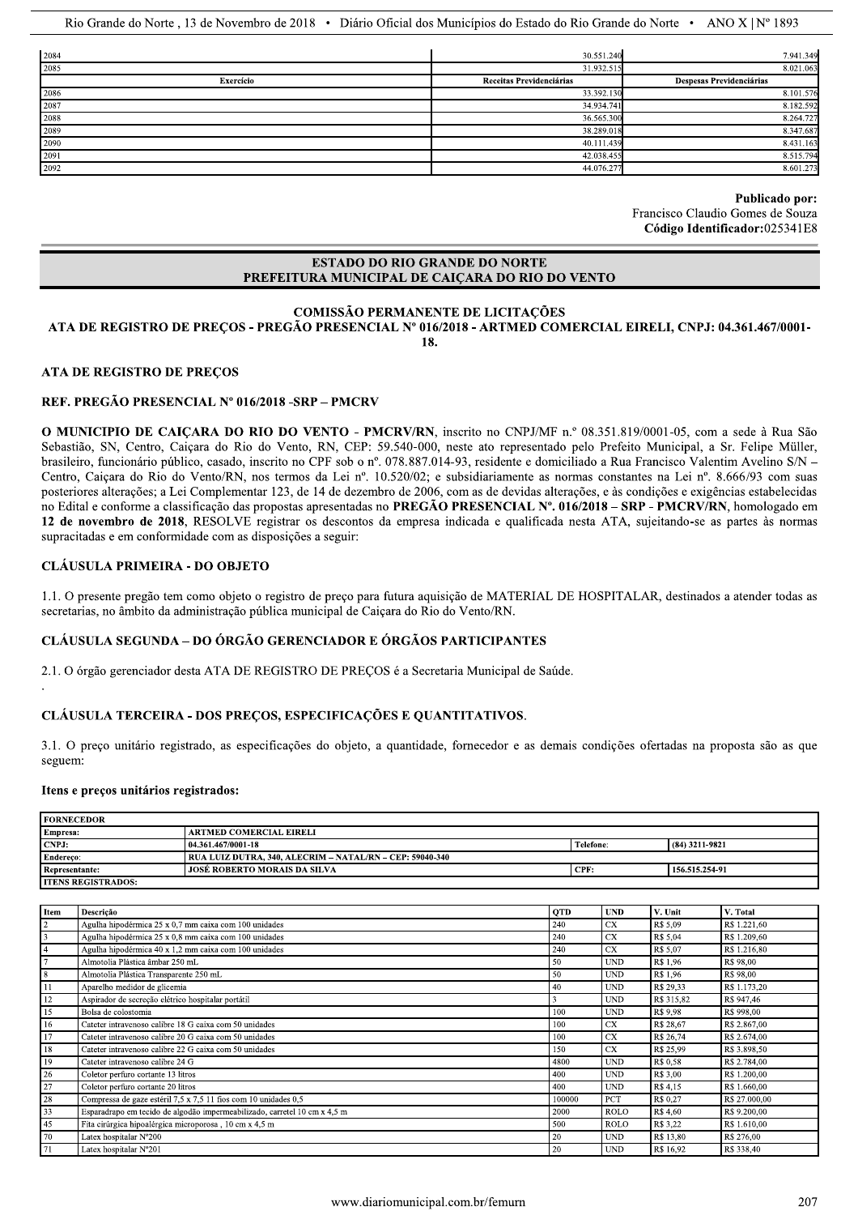| | | |
|---|---|---|
| 2084 | 30.551.240 | 7.941.349 |
| 2085 | 31.932.515 | 8.021.063 |
| Exercício | Receitas Previdenciárias | Despesas Previdenciárias |
| 2086 | 33.392.130 | 8.101.576 |
| 2087 | 34.934.741 | 8.182.592 |
| 2088 | 36.565.300 | 8.264.727 |
| 2089 | 38.289.018 | 8.347.687 |
| 2090 | 40.111.439 | 8.431.163 |
| 2091 | 42.038.455 | 8.515.794 |
| 2092 | 44.076.277 | 8.601.273 |

**Publicado por:**
Francisco Claudio Gomes de Souza
**Código Identificador:**025341E8

## ESTADO DO RIO GRANDE DO NORTE
## PREFEITURA MUNICIPAL DE CAIÇARA DO RIO DO VENTO

### COMISSÃO PERMANENTE DE LICITAÇÕES
### ATA DE REGISTRO DE PREÇOS - PREGÃO PRESENCIAL Nº 016/2018 - ARTMED COMERCIAL EIRELI, CNPJ: 04.361.467/0001-18.

**ATA DE REGISTRO DE PREÇOS**

**REF. PREGÃO PRESENCIAL Nº 016/2018 -SRP – PMCRV**

**O MUNICIPIO DE CAIÇARA DO RIO DO VENTO - PMCRV/RN**, inscrito no CNPJ/MF n.º 08.351.819/0001-05, com a sede à Rua São Sebastião, SN, Centro, Caiçara do Rio do Vento, RN, CEP: 59.540-000, neste ato representado pelo Prefeito Municipal, a Sr. Felipe Müller, brasileiro, funcionário público, casado, inscrito no CPF sob o nº. 078.887.014-93, residente e domiciliado a Rua Francisco Valentim Avelino S/N – Centro, Caiçara do Rio do Vento/RN, nos termos da Lei nº. 10.520/02; e subsidiariamente as normas constantes na Lei nº. 8.666/93 com suas posteriores alterações; a Lei Complementar 123, de 14 de dezembro de 2006, com as de devidas alterações, e às condições e exigências estabelecidas no Edital e conforme a classificação das propostas apresentadas no **PREGÃO PRESENCIAL Nº. 016/2018 – SRP - PMCRV/RN**, homologado em **12 de novembro de 2018**, RESOLVE registrar os descontos da empresa indicada e qualificada nesta ATA, sujeitando-se as partes às normas supracitadas e em conformidade com as disposições a seguir:

**CLÁUSULA PRIMEIRA - DO OBJETO**

1.1. O presente pregão tem como objeto o registro de preço para futura aquisição de MATERIAL DE HOSPITALAR, destinados a atender todas as secretarias, no âmbito da administração pública municipal de Caiçara do Rio do Vento/RN.

**CLÁUSULA SEGUNDA – DO ÓRGÃO GERENCIADOR E ÓRGÃOS PARTICIPANTES**

2.1. O órgão gerenciador desta ATA DE REGISTRO DE PREÇOS é a Secretaria Municipal de Saúde.

.

**CLÁUSULA TERCEIRA - DOS PREÇOS, ESPECIFICAÇÕES E QUANTITATIVOS**.

3.1. O preço unitário registrado, as especificações do objeto, a quantidade, fornecedor e as demais condições ofertadas na proposta são as que seguem:

**Itens e preços unitários registrados:**

| **FORNECEDOR** | | | |
|---|---|---|---|
| **Empresa:** | **ARTMED COMERCIAL EIRELI** | | |
| **CNPJ:** | **04.361.467/0001-18** | **Telefone:** | **(84) 3211-9821** |
| **Endereço:** | **RUA LUIZ DUTRA, 340, ALECRIM – NATAL/RN – CEP: 59040-340** | | |
| **Representante:** | **JOSÉ ROBERTO MORAIS DA SILVA** | **CPF:** | **156.515.254-91** |
| **ITENS REGISTRADOS:** | | | |

| Item | Descrição | QTD | UND | V. Unit | V. Total |
|---|---|---|---|---|---|
| 2 | Agulha hipodérmica 25 x 0,7 mm caixa com 100 unidades | 240 | CX | R$ 5,09 | R$ 1.221,60 |
| 3 | Agulha hipodérmica 25 x 0,8 mm caixa com 100 unidades | 240 | CX | R$ 5,04 | R$ 1.209,60 |
| 4 | Agulha hipodérmica 40 x 1,2 mm caixa com 100 unidades | 240 | CX | R$ 5,07 | R$ 1.216,80 |
| 7 | Almotolia Plástica âmbar 250 mL | 50 | UND | R$ 1,96 | R$ 98,00 |
| 8 | Almotolia Plástica Transparente 250 mL | 50 | UND | R$ 1,96 | R$ 98,00 |
| 11 | Aparelho medidor de glicemia | 40 | UND | R$ 29,33 | R$ 1.173,20 |
| 12 | Aspirador de secreção elétrico hospitalar portátil | 3 | UND | R$ 315,82 | R$ 947,46 |
| 15 | Bolsa de colostomia | 100 | UND | R$ 9,98 | R$ 998,00 |
| 16 | Cateter intravenoso calibre 18 G caixa com 50 unidades | 100 | CX | R$ 28,67 | R$ 2.867,00 |
| 17 | Cateter intravenoso calibre 20 G caixa com 50 unidades | 100 | CX | R$ 26,74 | R$ 2.674,00 |
| 18 | Cateter intravenoso calibre 22 G caixa com 50 unidades | 150 | CX | R$ 25,99 | R$ 3.898,50 |
| 19 | Cateter intravenoso calibre 24 G | 4800 | UND | R$ 0,58 | R$ 2.784,00 |
| 26 | Coletor perfuro cortante 13 litros | 400 | UND | R$ 3,00 | R$ 1.200,00 |
| 27 | Coletor perfuro cortante 20 litros | 400 | UND | R$ 4,15 | R$ 1.660,00 |
| 28 | Compressa de gaze estéril 7,5 x 7,5 11 fios com 10 unidades 0,5 | 100000 | PCT | R$ 0,27 | R$ 27.000,00 |
| 33 | Esparadrapo em tecido de algodão impermeabilizado, carretel 10 cm x 4,5 m | 2000 | ROLO | R$ 4,60 | R$ 9.200,00 |
| 45 | Fita cirúrgica hipoalérgica microporosa , 10 cm x 4,5 m | 500 | ROLO | R$ 3,22 | R$ 1.610,00 |
| 70 | Latex hospitalar Nº200 | 20 | UND | R$ 13,80 | R$ 276,00 |
| 71 | Latex hospitalar Nº201 | 20 | UND | R$ 16,92 | R$ 338,40 |